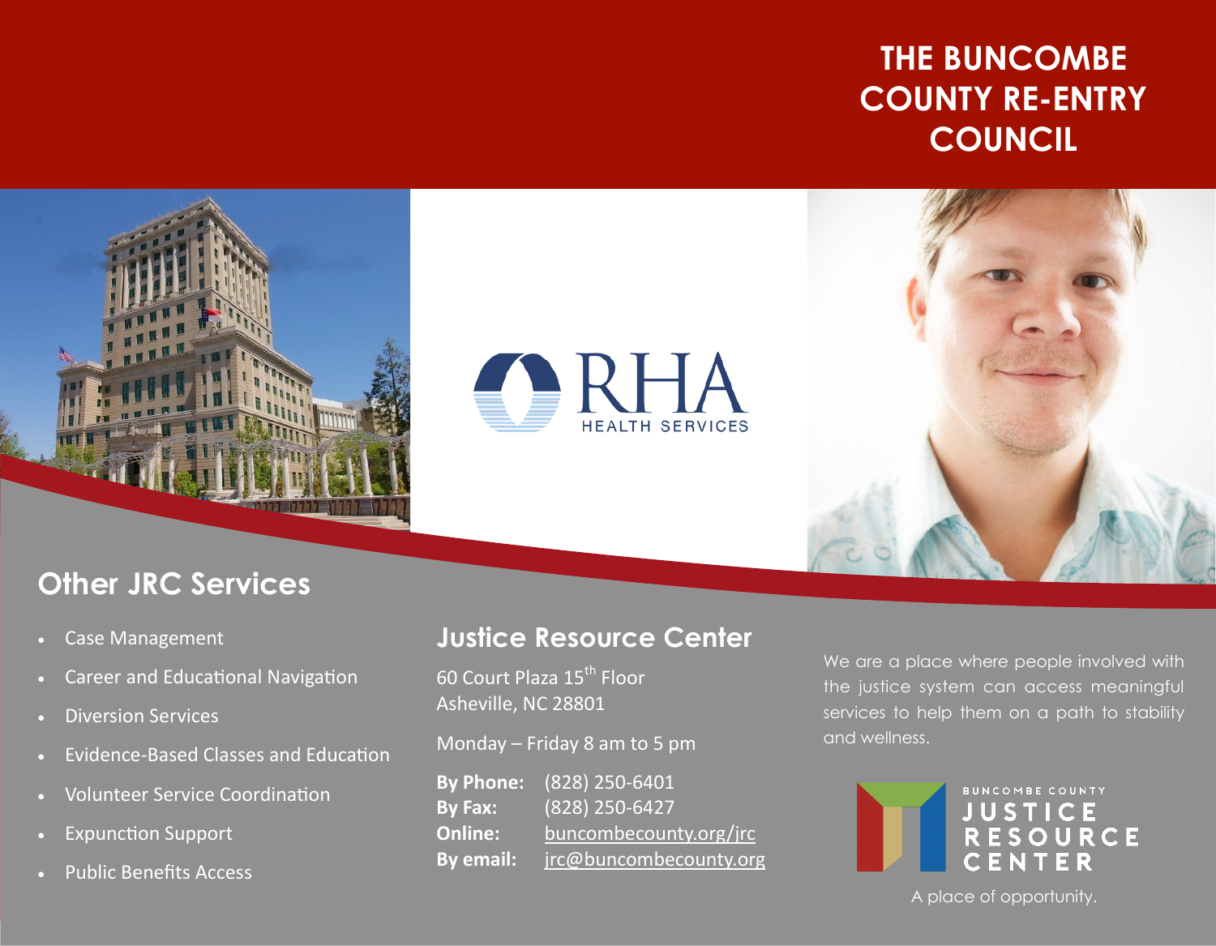# THE BUNCOMBE COUNTY RE-ENTRY COUNCIL

RHA HEALTH SERVICES

## Other JRC Services

- Case Management
- Career and Educational Navigation
- Diversion Services
- Evidence-Based Classes and Education
- Volunteer Service Coordination
- Expunction Support
- Public Benefits Access

## Justice Resource Center

60 Court Plaza 15th Floor
Asheville, NC 28801

Monday – Friday 8 am to 5 pm

**By Phone:** (828) 250-6401
**By Fax:** (828) 250-6427
**Online:** buncombecounty.org/jrc
**By email:** jrc@buncombecounty.org

We are a place where people involved with the justice system can access meaningful services to help them on a path to stability and wellness.

BUNCOMBE COUNTY JUSTICE RESOURCE CENTER

A place of opportunity.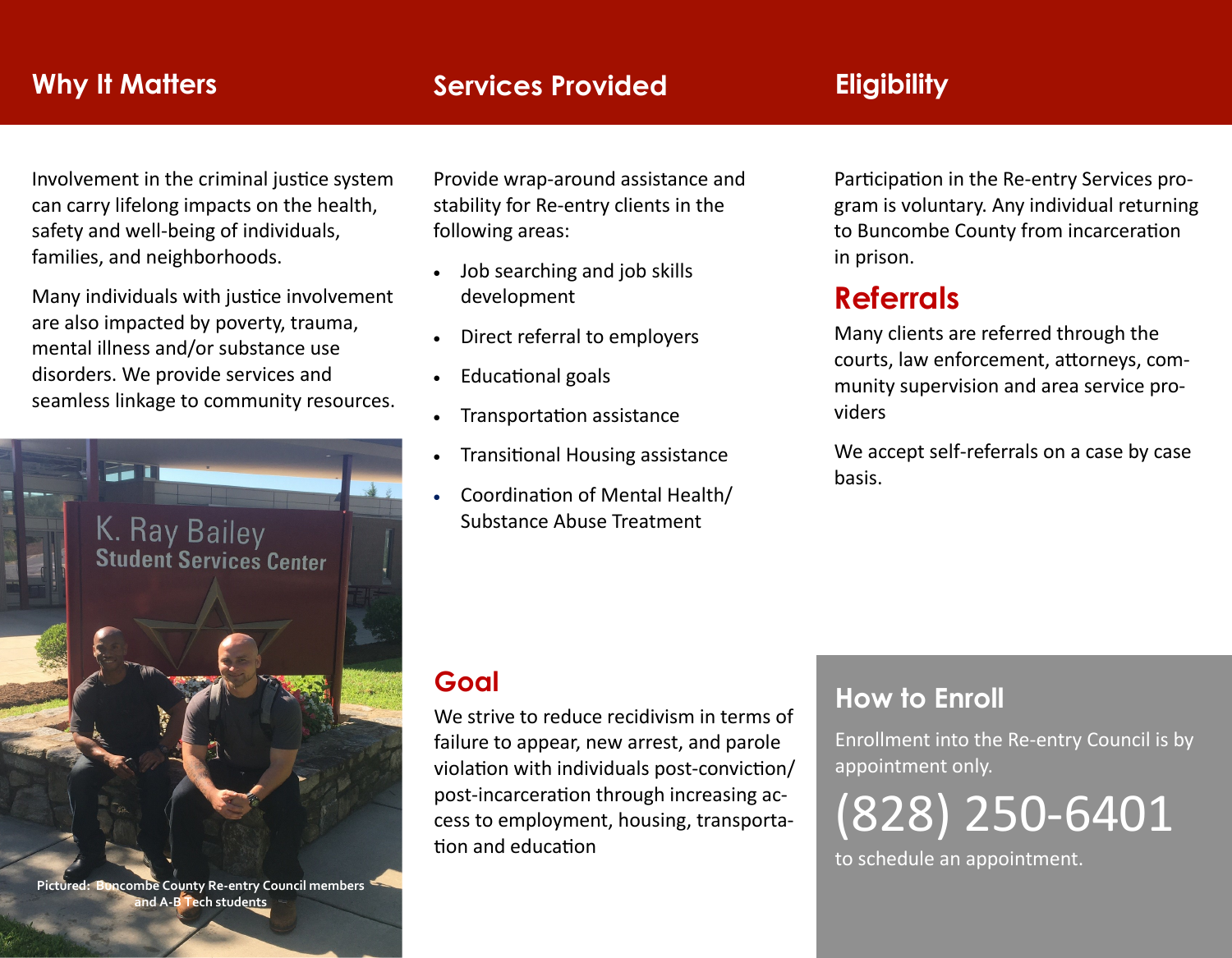## Why It Matters

Involvement in the criminal justice system can carry lifelong impacts on the health, safety and well-being of individuals, families, and neighborhoods.

Many individuals with justice involvement are also impacted by poverty, trauma, mental illness and/or substance use disorders. We provide services and seamless linkage to community resources.

Pictured: Buncombe County Re-entry Council members and A-B Tech students

## Services Provided

Provide wrap-around assistance and stability for Re-entry clients in the following areas:

- Job searching and job skills development
- Direct referral to employers
- Educational goals
- Transportation assistance
- Transitional Housing assistance
- Coordination of Mental Health/ Substance Abuse Treatment

## Goal

We strive to reduce recidivism in terms of failure to appear, new arrest, and parole violation with individuals post-conviction/ post-incarceration through increasing access to employment, housing, transportation and education

## Eligibility

Participation in the Re-entry Services program is voluntary. Any individual returning to Buncombe County from incarceration in prison.

## Referrals

Many clients are referred through the courts, law enforcement, attorneys, community supervision and area service providers

We accept self-referrals on a case by case basis.

## How to Enroll

Enrollment into the Re-entry Council is by appointment only.

(828) 250-6401

to schedule an appointment.